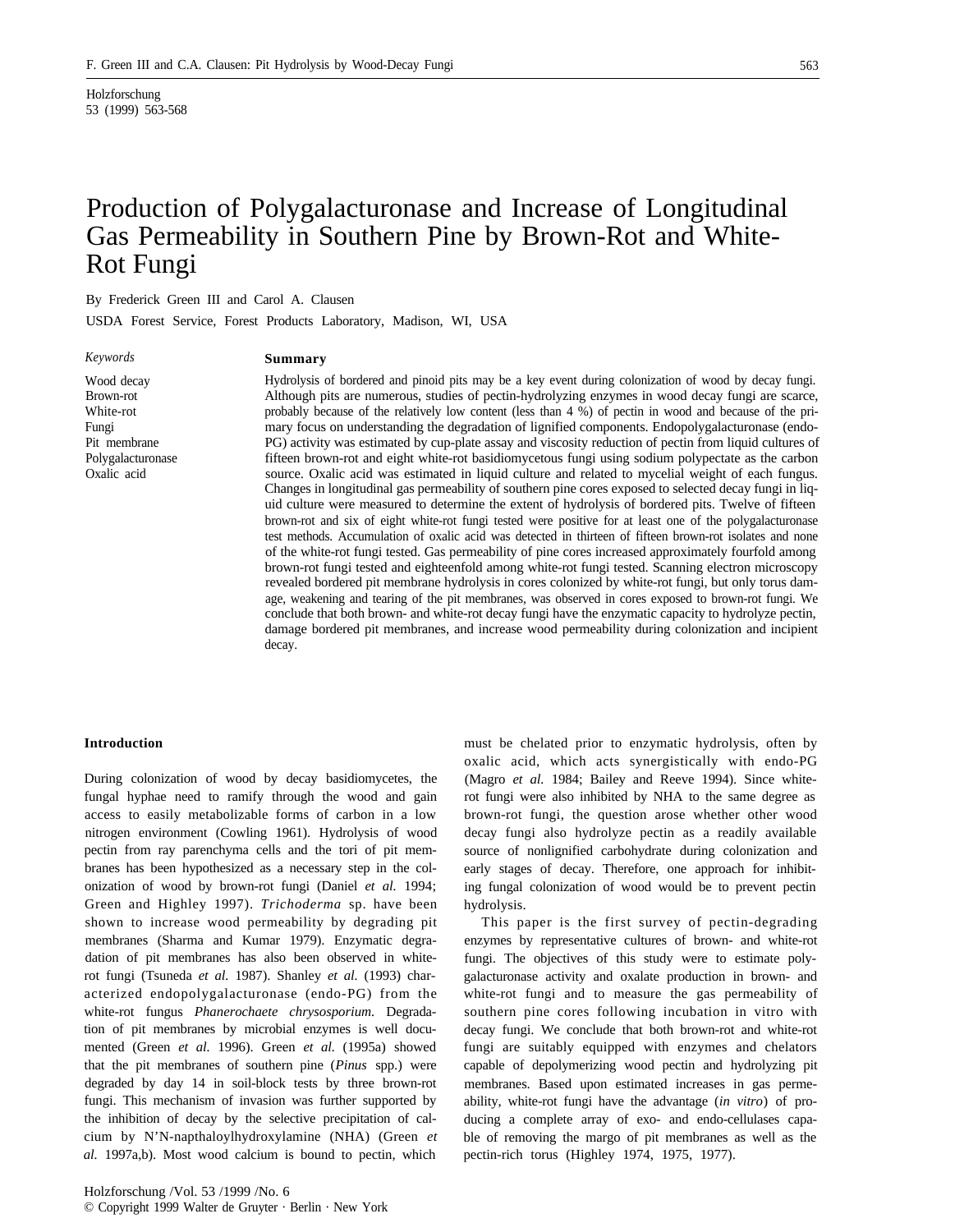Holzforschung
53 (1999) 563-568

# Production of Polygalacturonase and Increase of Longitudinal Gas Permeability in Southern Pine by Brown-Rot and White-Rot Fungi

By Frederick Green III and Carol A. Clausen

USDA Forest Service, Forest Products Laboratory, Madison, WI, USA

*Keywords*

Wood decay
Brown-rot
White-rot
Fungi
Pit membrane
Polygalacturonase
Oxalic acid

**Summary**

Hydrolysis of bordered and pinoid pits may be a key event during colonization of wood by decay fungi. Although pits are numerous, studies of pectin-hydrolyzing enzymes in wood decay fungi are scarce, probably because of the relatively low content (less than 4 %) of pectin in wood and because of the primary focus on understanding the degradation of lignified components. Endopolygalacturonase (endo-PG) activity was estimated by cup-plate assay and viscosity reduction of pectin from liquid cultures of fifteen brown-rot and eight white-rot basidiomycetous fungi using sodium polypectate as the carbon source. Oxalic acid was estimated in liquid culture and related to mycelial weight of each fungus. Changes in longitudinal gas permeability of southern pine cores exposed to selected decay fungi in liquid culture were measured to determine the extent of hydrolysis of bordered pits. Twelve of fifteen brown-rot and six of eight white-rot fungi tested were positive for at least one of the polygalacturonase test methods. Accumulation of oxalic acid was detected in thirteen of fifteen brown-rot isolates and none of the white-rot fungi tested. Gas permeability of pine cores increased approximately fourfold among brown-rot fungi tested and eighteenfold among white-rot fungi tested. Scanning electron microscopy revealed bordered pit membrane hydrolysis in cores colonized by white-rot fungi, but only torus damage, weakening and tearing of the pit membranes, was observed in cores exposed to brown-rot fungi. We conclude that both brown- and white-rot decay fungi have the enzymatic capacity to hydrolyze pectin, damage bordered pit membranes, and increase wood permeability during colonization and incipient decay.

## Introduction

During colonization of wood by decay basidiomycetes, the fungal hyphae need to ramify through the wood and gain access to easily metabolizable forms of carbon in a low nitrogen environment (Cowling 1961). Hydrolysis of wood pectin from ray parenchyma cells and the tori of pit membranes has been hypothesized as a necessary step in the colonization of wood by brown-rot fungi (Daniel *et al.* 1994; Green and Highley 1997). *Trichoderma* sp. have been shown to increase wood permeability by degrading pit membranes (Sharma and Kumar 1979). Enzymatic degradation of pit membranes has also been observed in white-rot fungi (Tsuneda *et al.* 1987). Shanley *et al.* (1993) characterized endopolygalacturonase (endo-PG) from the white-rot fungus *Phanerochaete chrysosporium.* Degradation of pit membranes by microbial enzymes is well documented (Green *et al.* 1996). Green *et al.* (1995a) showed that the pit membranes of southern pine (*Pinus* spp.) were degraded by day 14 in soil-block tests by three brown-rot fungi. This mechanism of invasion was further supported by the inhibition of decay by the selective precipitation of calcium by N'N-napthaloylhydroxylamine (NHA) (Green *et al.* 1997a,b). Most wood calcium is bound to pectin, which must be chelated prior to enzymatic hydrolysis, often by oxalic acid, which acts synergistically with endo-PG (Magro *et al.* 1984; Bailey and Reeve 1994). Since white-rot fungi were also inhibited by NHA to the same degree as brown-rot fungi, the question arose whether other wood decay fungi also hydrolyze pectin as a readily available source of nonlignified carbohydrate during colonization and early stages of decay. Therefore, one approach for inhibiting fungal colonization of wood would be to prevent pectin hydrolysis.

This paper is the first survey of pectin-degrading enzymes by representative cultures of brown- and white-rot fungi. The objectives of this study were to estimate polygalacturonase activity and oxalate production in brown- and white-rot fungi and to measure the gas permeability of southern pine cores following incubation in vitro with decay fungi. We conclude that both brown-rot and white-rot fungi are suitably equipped with enzymes and chelators capable of depolymerizing wood pectin and hydrolyzing pit membranes. Based upon estimated increases in gas permeability, white-rot fungi have the advantage (*in vitro*) of producing a complete array of exo- and endo-cellulases capable of removing the margo of pit membranes as well as the pectin-rich torus (Highley 1974, 1975, 1977).

Holzforschung /Vol. 53 /1999 /No. 6
© Copyright 1999 Walter de Gruyter · Berlin · New York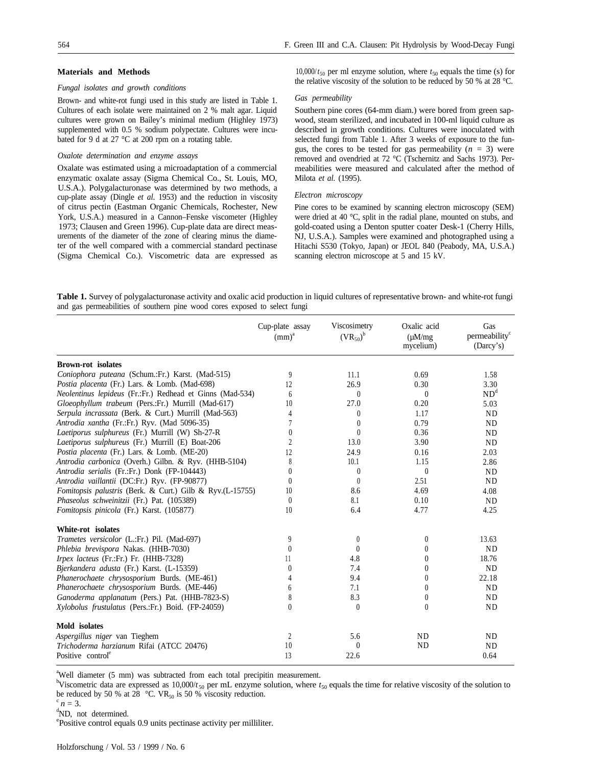## Materials and Methods

### *Fungal isolates and growth conditions*

Brown- and white-rot fungi used in this study are listed in Table 1. Cultures of each isolate were maintained on 2 % malt agar. Liquid cultures were grown on Bailey's minimal medium (Highley 1973) supplemented with 0.5 % sodium polypectate. Cultures were incubated for 9 d at 27 °C at 200 rpm on a rotating table.

### *Oxalote determination and enzyme assays*

Oxalate was estimated using a microadaptation of a commercial enzymatic oxalate assay (Sigma Chemical Co., St. Louis, MO, U.S.A.). Polygalacturonase was determined by two methods, a cup-plate assay (Dingle *et al.* 1953) and the reduction in viscosity of citrus pectin (Eastman Organic Chemicals, Rochester, New York, U.S.A.) measured in a Cannon–Fenske viscometer (Highley 1973; Clausen and Green 1996). Cup-plate data are direct measurements of the diameter of the zone of clearing minus the diameter of the well compared with a commercial standard pectinase (Sigma Chemical Co.). Viscometric data are expressed as $10{,}000/t_{50}$ per ml enzyme solution, where $t_{50}$ equals the time (s) for the relative viscosity of the solution to be reduced by 50 % at 28 °C.

### *Gas permeability*

Southern pine cores (64-mm diam.) were bored from green sapwood, steam sterilized, and incubated in 100-ml liquid culture as described in growth conditions. Cultures were inoculated with selected fungi from Table 1. After 3 weeks of exposure to the fungus, the cores to be tested for gas permeability ($n$ = 3) were removed and ovendried at 72 °C (Tschernitz and Sachs 1973). Permeabilities were measured and calculated after the method of Milota *et al.* (1995).

### *Electron microscopy*

Pine cores to be examined by scanning electron microscopy (SEM) were dried at 40 °C, split in the radial plane, mounted on stubs, and gold-coated using a Denton sputter coater Desk-1 (Cherry Hills, NJ, U.S.A.). Samples were examined and photographed using a Hitachi S530 (Tokyo, Japan) or JEOL 840 (Peabody, MA, U.S.A.) scanning electron microscope at 5 and 15 kV.

**Table 1.** Survey of polygalacturonase activity and oxalic acid production in liquid cultures of representative brown- and white-rot fungi and gas permeabilities of southern pine wood cores exposed to select fungi

| | Cup-plate assay (mm)[a] | Viscosimetry ($VR_{50}$)[b] | Oxalic acid (μM/mg mycelium) | Gas permeability[c] (Darcy's) |
|---|---|---|---|---|
| **Brown-rot isolates** | | | | |
| *Coniophora puteana* (Schum.:Fr.) Karst. (Mad-515) | 9 | 11.1 | 0.69 | 1.58 |
| *Postia placenta* (Fr.) Lars. & Lomb. (Mad-698) | 12 | 26.9 | 0.30 | 3.30 |
| *Neolentinus lepideus* (Fr.:Fr.) Redhead et Ginns (Mad-534) | 6 | 0 | 0 | ND[d] |
| *Gloeophyllum trabeum* (Pers.:Fr.) Murrill (Mad-617) | 10 | 27.0 | 0.20 | 5.03 |
| *Serpula incrassata* (Berk. & Curt.) Murrill (Mad-563) | 4 | 0 | 1.17 | ND |
| *Antrodia xantha* (Fr.:Fr.) Ryv. (Mad 5096-35) | 7 | 0 | 0.79 | ND |
| *Laetiporus sulphureus* (Fr.) Murrill (W) Sh-27-R | 0 | 0 | 0.36 | ND |
| *Laetiporus sulphureus* (Fr.) Murrill (E) Boat-206 | 2 | 13.0 | 3.90 | ND |
| *Postia placenta* (Fr.) Lars. & Lomb. (ME-20) | 12 | 24.9 | 0.16 | 2.03 |
| *Antrodia carbonica* (Overh.) Gilbn. & Ryv. (HHB-5104) | 8 | 10.1 | 1.15 | 2.86 |
| *Antrodia serialis* (Fr.:Fr.) Donk (FP-104443) | 0 | 0 | 0 | ND |
| *Antrodia vaillantii* (DC:Fr.) Ryv. (FP-90877) | 0 | 0 | 2.51 | ND |
| *Fomitopsis palustris* (Berk. & Curt.) Gilb & Ryv.(L-15755) | 10 | 8.6 | 4.69 | 4.08 |
| *Phaseolus schweinitzii* (Fr.) Pat. (105389) | 0 | 8.1 | 0.10 | ND |
| *Fomitopsis pinicola* (Fr.) Karst. (105877) | 10 | 6.4 | 4.77 | 4.25 |
| **White-rot isolates** | | | | |
| *Trametes versicolor* (L.:Fr.) Pil. (Mad-697) | 9 | 0 | 0 | 13.63 |
| *Phlebia brevispora* Nakas. (HHB-7030) | 0 | 0 | 0 | ND |
| *Irpex lacteus* (Fr.:Fr.) Fr. (HHB-7328) | 11 | 4.8 | 0 | 18.76 |
| *Bjerkandera adusta* (Fr.) Karst. (L-15359) | 0 | 7.4 | 0 | ND |
| *Phanerochaete chrysosporium* Burds. (ME-461) | 4 | 9.4 | 0 | 22.18 |
| *Phanerochaete chrysosporium* Burds. (ME-446) | 6 | 7.1 | 0 | ND |
| *Ganoderma applanatum* (Pers.) Pat. (HHB-7823-S) | 8 | 8.3 | 0 | ND |
| *Xylobolus frustulatus* (Pers.:Fr.) Boid. (FP-24059) | 0 | 0 | 0 | ND |
| **Mold isolates** | | | | |
| *Aspergillus niger* van Tieghem | 2 | 5.6 | ND | ND |
| *Trichoderma harzianum* Rifai (ATCC 20476) | 10 | 0 | ND | ND |
| Positive control[e] | 13 | 22.6 | | 0.64 |

[a]Well diameter (5 mm) was subtracted from each total precipitin measurement.
[b]Viscometric data are expressed as $10{,}000/t_{50}$ per mL enzyme solution, where $t_{50}$ equals the time for relative viscosity of the solution to be reduced by 50 % at 28 °C. $VR_{50}$ is 50 % viscosity reduction.
[c]$n$ = 3.
[d]ND, not determined.
[e]Positive control equals 0.9 units pectinase activity per milliliter.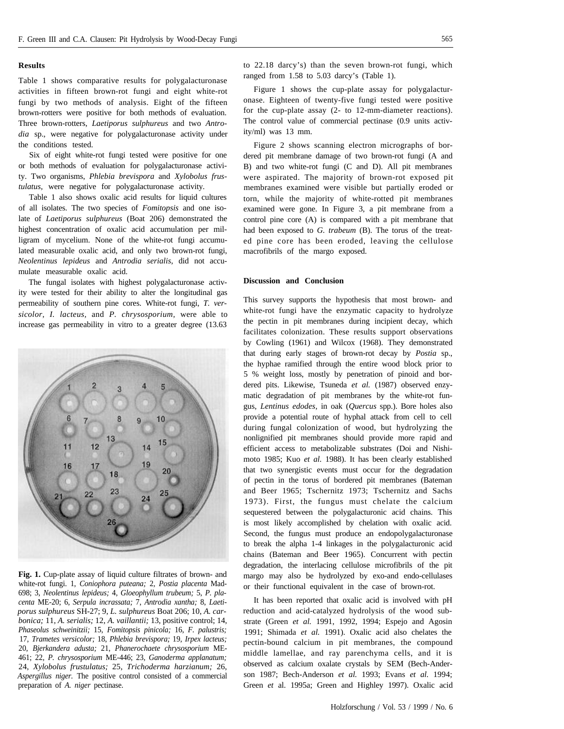## Results

Table 1 shows comparative results for polygalacturonase activities in fifteen brown-rot fungi and eight white-rot fungi by two methods of analysis. Eight of the fifteen brown-rotters were positive for both methods of evaluation. Three brown-rotters, *Laetiporus sulphureus* and two *Antrodia* sp., were negative for polygalacturonase activity under the conditions tested.

Six of eight white-rot fungi tested were positive for one or both methods of evaluation for polygalacturonase activity. Two organisms, *Phlebia brevispora* and *Xylobolus frustulatus*, were negative for polygalacturonase activity.

Table 1 also shows oxalic acid results for liquid cultures of all isolates. The two species of *Fomitopsis* and one isolate of *Laetiporus sulphureus* (Boat 206) demonstrated the highest concentration of oxalic acid accumulation per milligram of mycelium. None of the white-rot fungi accumulated measurable oxalic acid, and only two brown-rot fungi, *Neolentinus lepideus* and *Antrodia serialis*, did not accumulate measurable oxalic acid.

The fungal isolates with highest polygalacturonase activity were tested for their ability to alter the longitudinal gas permeability of southern pine cores. White-rot fungi, *T. versicolor, I. lacteus*, and *P. chrysosporium*, were able to increase gas permeability in vitro to a greater degree (13.63 to 22.18 darcy's) than the seven brown-rot fungi, which ranged from 1.58 to 5.03 darcy's (Table 1).

**Fig. 1.** Cup-plate assay of liquid culture filtrates of brown- and white-rot fungi. 1, *Coniophora puteana;* 2, *Postia placenta* Mad-698; 3, *Neolentinus lepideus;* 4, *Gloeophyllum trubeum;* 5, *P. placenta* ME-20; 6, *Serpula incrassata;* 7, *Antrodia xantha;* 8, *Laetiporus sulphureus* SH-27; 9, *L. sulphureus* Boat 206; 10, *A. carbonica;* 11, *A. serialis;* 12, *A. vaillantii;* 13, positive control; 14, *Phaseolus schweinitzii;* 15, *Fomitopsis pinicola;* 16, *F. palustris;* 17, *Trametes versicolor;* 18, *Phlebia brevispora;* 19, *Irpex lacteus;* 20, *Bjerkandera adusta;* 21, *Phanerochaete chrysosporium* ME-461; 22, *P. chrysosporium* ME-446; 23, *Ganoderma applanatum;* 24, *Xylobolus frustulatus;* 25, *Trichoderma harzianum;* 26, *Aspergillus niger*. The positive control consisted of a commercial preparation of *A. niger* pectinase.

Figure 1 shows the cup-plate assay for polygalacturonase. Eighteen of twenty-five fungi tested were positive for the cup-plate assay (2- to 12-mm-diameter reactions). The control value of commercial pectinase (0.9 units activity/ml) was 13 mm.

Figure 2 shows scanning electron micrographs of bordered pit membrane damage of two brown-rot fungi (A and B) and two white-rot fungi (C and D). All pit membranes were aspirated. The majority of brown-rot exposed pit membranes examined were visible but partially eroded or torn, while the majority of white-rotted pit membranes examined were gone. In Figure 3, a pit membrane from a control pine core (A) is compared with a pit membrane that had been exposed to *G. trabeum* (B). The torus of the treated pine core has been eroded, leaving the cellulose macrofibrils of the margo exposed.

## Discussion and Conclusion

This survey supports the hypothesis that most brown- and white-rot fungi have the enzymatic capacity to hydrolyze the pectin in pit membranes during incipient decay, which facilitates colonization. These results support observations by Cowling (1961) and Wilcox (1968). They demonstrated that during early stages of brown-rot decay by *Postia* sp., the hyphae ramified through the entire wood block prior to 5 % weight loss, mostly by penetration of pinoid and bordered pits. Likewise, Tsuneda *et al.* (1987) observed enzymatic degradation of pit membranes by the white-rot fungus, *Lentinus edodes*, in oak (*Quercus* spp.). Bore holes also provide a potential route of hyphal attack from cell to cell during fungal colonization of wood, but hydrolyzing the nonlignified pit membranes should provide more rapid and efficient access to metabolizable substrates (Doi and Nishimoto 1985; Kuo *et al.* 1988). It has been clearly established that two synergistic events must occur for the degradation of pectin in the torus of bordered pit membranes (Bateman and Beer 1965; Tschernitz 1973; Tschernitz and Sachs 1973). First, the fungus must chelate the calcium sequestered between the polygalacturonic acid chains. This is most likely accomplished by chelation with oxalic acid. Second, the fungus must produce an endopolygalacturonase to break the alpha 1-4 linkages in the polygalacturonic acid chains (Bateman and Beer 1965). Concurrent with pectin degradation, the interlacing cellulose microfibrils of the pit margo may also be hydrolyzed by exo-and endo-cellulases or their functional equivalent in the case of brown-rot.

It has been reported that oxalic acid is involved with pH reduction and acid-catalyzed hydrolysis of the wood substrate (Green *et al.* 1991, 1992, 1994; Espejo and Agosin 1991; Shimada *et al.* 1991). Oxalic acid also chelates the pectin-bound calcium in pit membranes, the compound middle lamellae, and ray parenchyma cells, and it is observed as calcium oxalate crystals by SEM (Bech-Anderson 1987; Bech-Anderson *et al.* 1993; Evans *et al.* 1994; Green *et* al. 1995a; Green and Highley 1997). Oxalic acid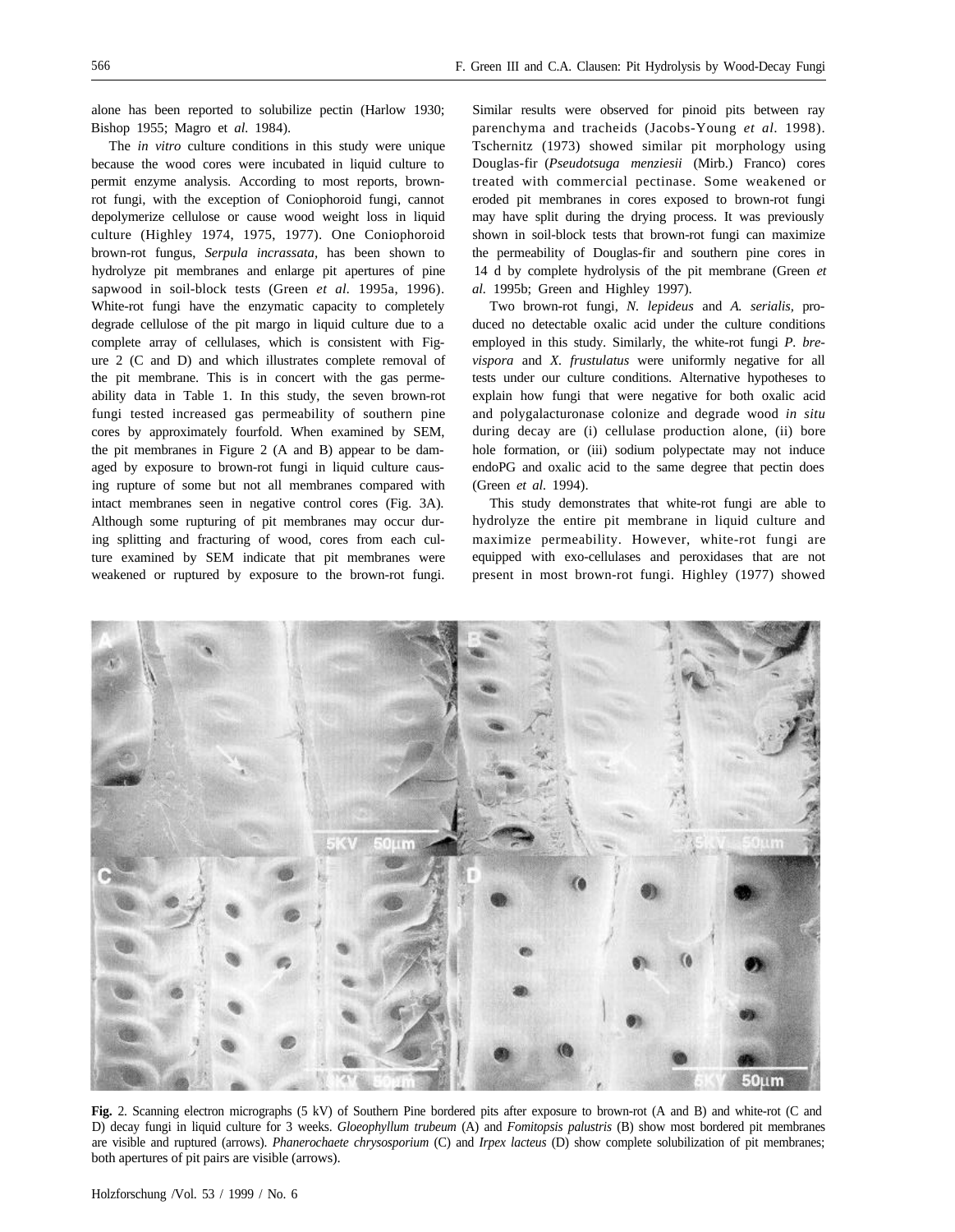alone has been reported to solubilize pectin (Harlow 1930; Bishop 1955; Magro et *al.* 1984).

The *in vitro* culture conditions in this study were unique because the wood cores were incubated in liquid culture to permit enzyme analysis. According to most reports, brown-rot fungi, with the exception of Coniophoroid fungi, cannot depolymerize cellulose or cause wood weight loss in liquid culture (Highley 1974, 1975, 1977). One Coniophoroid brown-rot fungus, *Serpula incrassata*, has been shown to hydrolyze pit membranes and enlarge pit apertures of pine sapwood in soil-block tests (Green *et al.* 1995a, 1996). White-rot fungi have the enzymatic capacity to completely degrade cellulose of the pit margo in liquid culture due to a complete array of cellulases, which is consistent with Figure 2 (C and D) and which illustrates complete removal of the pit membrane. This is in concert with the gas permeability data in Table 1. In this study, the seven brown-rot fungi tested increased gas permeability of southern pine cores by approximately fourfold. When examined by SEM, the pit membranes in Figure 2 (A and B) appear to be damaged by exposure to brown-rot fungi in liquid culture causing rupture of some but not all membranes compared with intact membranes seen in negative control cores (Fig. 3A). Although some rupturing of pit membranes may occur during splitting and fracturing of wood, cores from each culture examined by SEM indicate that pit membranes were weakened or ruptured by exposure to the brown-rot fungi. Similar results were observed for pinoid pits between ray parenchyma and tracheids (Jacobs-Young *et al.* 1998). Tschernitz (1973) showed similar pit morphology using Douglas-fir (*Pseudotsuga menziesii* (Mirb.) Franco) cores treated with commercial pectinase. Some weakened or eroded pit membranes in cores exposed to brown-rot fungi may have split during the drying process. It was previously shown in soil-block tests that brown-rot fungi can maximize the permeability of Douglas-fir and southern pine cores in 14 d by complete hydrolysis of the pit membrane (Green *et al.* 1995b; Green and Highley 1997).

Two brown-rot fungi, *N. lepideus* and *A. serialis*, produced no detectable oxalic acid under the culture conditions employed in this study. Similarly, the white-rot fungi *P. brevispora* and *X. frustulatus* were uniformly negative for all tests under our culture conditions. Alternative hypotheses to explain how fungi that were negative for both oxalic acid and polygalacturonase colonize and degrade wood *in situ* during decay are (i) cellulase production alone, (ii) bore hole formation, or (iii) sodium polypectate may not induce endoPG and oxalic acid to the same degree that pectin does (Green *et al.* 1994).

This study demonstrates that white-rot fungi are able to hydrolyze the entire pit membrane in liquid culture and maximize permeability. However, white-rot fungi are equipped with exo-cellulases and peroxidases that are not present in most brown-rot fungi. Highley (1977) showed

**Fig.** 2. Scanning electron micrographs (5 kV) of Southern Pine bordered pits after exposure to brown-rot (A and B) and white-rot (C and D) decay fungi in liquid culture for 3 weeks. *Gloeophyllum trubeum* (A) and *Fomitopsis palustris* (B) show most bordered pit membranes are visible and ruptured (arrows). *Phanerochaete chrysosporium* (C) and *Irpex lacteus* (D) show complete solubilization of pit membranes; both apertures of pit pairs are visible (arrows).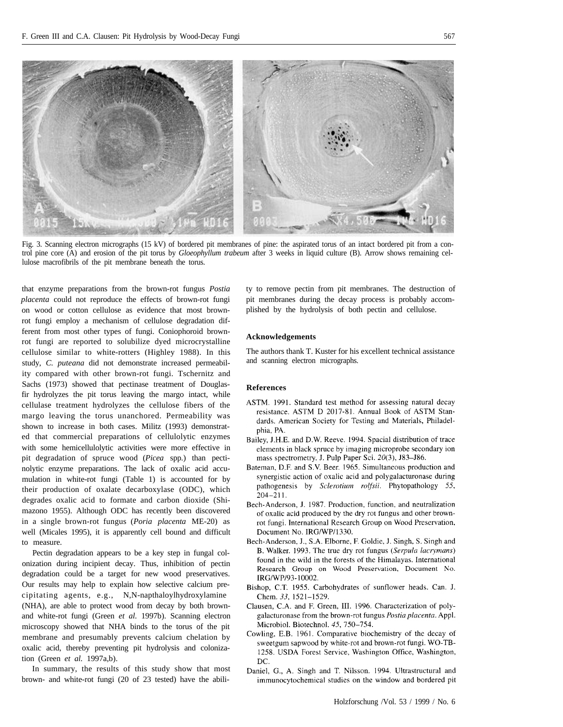Fig. 3. Scanning electron micrographs (15 kV) of bordered pit membranes of pine: the aspirated torus of an intact bordered pit from a control pine core (A) and erosion of the pit torus by *Gloeophyllum trabeum* after 3 weeks in liquid culture (B). Arrow shows remaining cellulose macrofibrils of the pit membrane beneath the torus.

that enzyme preparations from the brown-rot fungus *Postia placenta* could not reproduce the effects of brown-rot fungi on wood or cotton cellulose as evidence that most brown-rot fungi employ a mechanism of cellulose degradation different from most other types of fungi. Coniophoroid brown-rot fungi are reported to solubilize dyed microcrystalline cellulose similar to white-rotters (Highley 1988). In this study, *C. puteana* did not demonstrate increased permeability compared with other brown-rot fungi. Tschernitz and Sachs (1973) showed that pectinase treatment of Douglas-fir hydrolyzes the pit torus leaving the margo intact, while cellulase treatment hydrolyzes the cellulose fibers of the margo leaving the torus unanchored. Permeability was shown to increase in both cases. Militz (1993) demonstrated that commercial preparations of cellulolytic enzymes with some hemicellulolytic activities were more effective in pit degradation of spruce wood (*Picea* spp.) than pectinolytic enzyme preparations. The lack of oxalic acid accumulation in white-rot fungi (Table 1) is accounted for by their production of oxalate decarboxylase (ODC), which degrades oxalic acid to formate and carbon dioxide (Shimazono 1955). Although ODC has recently been discovered in a single brown-rot fungus (*Poria placenta* ME-20) as well (Micales 1995), it is apparently cell bound and difficult to measure.

Pectin degradation appears to be a key step in fungal colonization during incipient decay. Thus, inhibition of pectin degradation could be a target for new wood preservatives. Our results may help to explain how selective calcium precipitating agents, e.g., N,N-napthaloylhydroxylamine (NHA), are able to protect wood from decay by both brown- and white-rot fungi (Green *et al.* 1997b). Scanning electron microscopy showed that NHA binds to the torus of the pit membrane and presumably prevents calcium chelation by oxalic acid, thereby preventing pit hydrolysis and colonization (Green *et al.* 1997a,b).

In summary, the results of this study show that most brown- and white-rot fungi (20 of 23 tested) have the ability to remove pectin from pit membranes. The destruction of pit membranes during the decay process is probably accomplished by the hydrolysis of both pectin and cellulose.

### Acknowledgements

The authors thank T. Kuster for his excellent technical assistance and scanning electron micrographs.

### References

ASTM. 1991. Standard test method for assessing natural decay resistance. ASTM D 2017-81. Annual Book of ASTM Standards. American Society for Testing and Materials, Philadelphia, PA.

Bailey, J.H.E. and D.W. Reeve. 1994. Spacial distribution of trace elements in black spruce by imaging microprobe secondary ion mass spectrometry. J. Pulp Paper Sci. *20*(3), J83–J86.

Bateman, D.F. and S.V. Beer. 1965. Simultaneous production and synergistic action of oxalic acid and polygalacturonase during pathogenesis by *Sclerotium rolfsii*. Phytopathology *55*, 204–211.

Bech-Anderson, J. 1987. Production, function, and neutralization of oxalic acid produced by the dry rot fungus and other brown-rot fungi. International Research Group on Wood Preservation, Document No. IRG/WP/1330.

Bech-Anderson, J., S.A. Elborne, F. Goldie, J. Singh, S. Singh and B. Walker. 1993. The true dry rot fungus (*Serpula lacrymans*) found in the wild in the forests of the Himalayas. International Research Group on Wood Preservation, Document No. IRG/WP/93-10002.

Bishop, C.T. 1955. Carbohydrates of sunflower heads. Can. J. Chem. *33*, 1521–1529.

Clausen, C.A. and F. Green, III. 1996. Characterization of polygalacturonase from the brown-rot fungus *Postia placenta*. Appl. Microbiol. Biotechnol. *45*, 750–754.

Cowling, E.B. 1961. Comparative biochemistry of the decay of sweetgum sapwood by white-rot and brown-rot fungi. WO-TB-1258. USDA Forest Service, Washington Office, Washington, DC.

Daniel, G., A. Singh and T. Nilsson. 1994. Ultrastructural and immunocytochemical studies on the window and bordered pit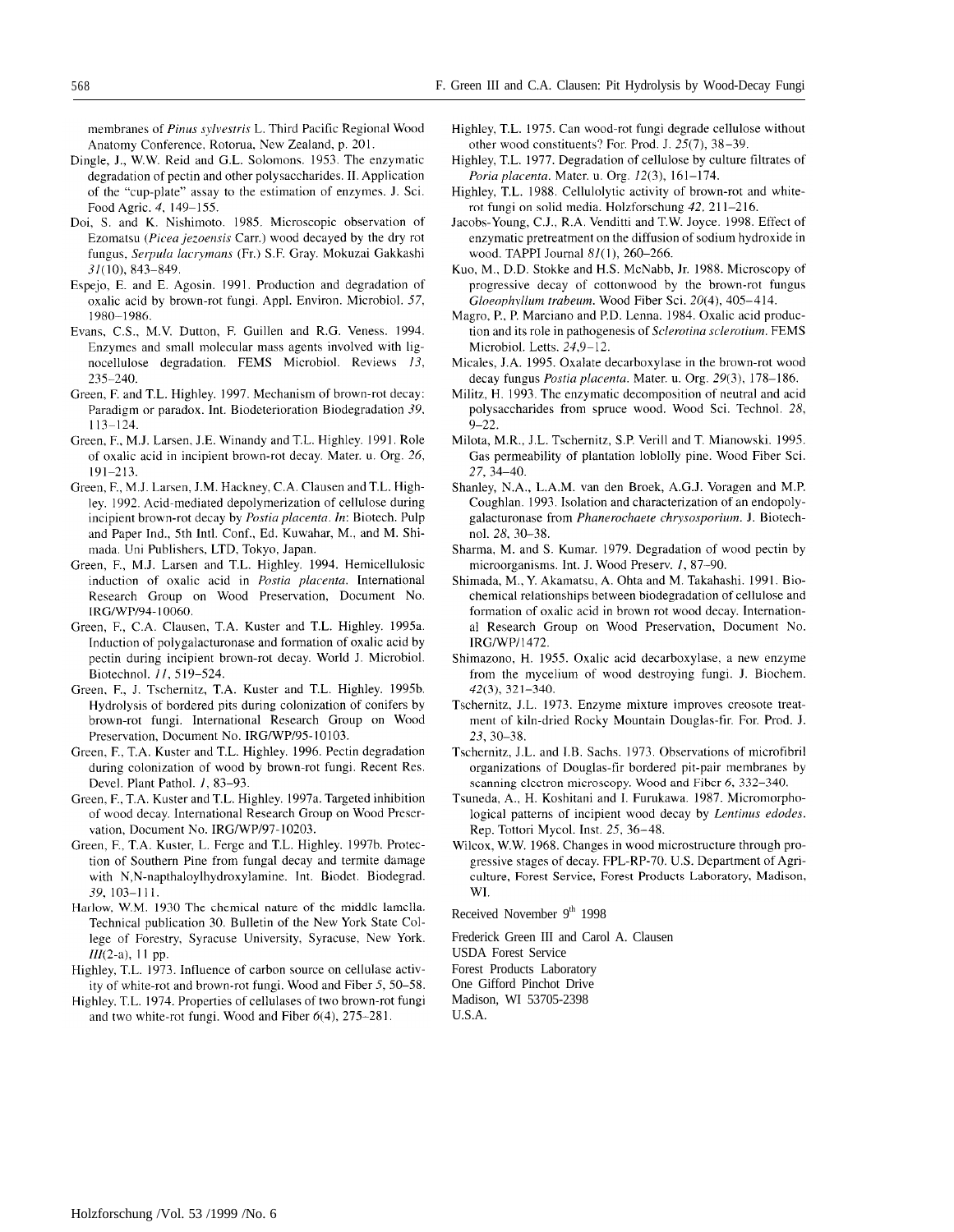membranes of *Pinus sylvestris* L. Third Pacific Regional Wood Anatomy Conference, Rotorua, New Zealand, p. 201.

Dingle, J., W.W. Reid and G.L. Solomons. 1953. The enzymatic degradation of pectin and other polysaccharides. II. Application of the "cup-plate" assay to the estimation of enzymes. J. Sci. Food Agric. *4*, 149–155.

Doi, S. and K. Nishimoto. 1985. Microscopic observation of Ezomatsu (*Picea jezoensis* Carr.) wood decayed by the dry rot fungus, *Serpula lacrymans* (Fr.) S.F. Gray. Mokuzai Gakkashi *31*(10), 843–849.

Espejo, E. and E. Agosin. 1991. Production and degradation of oxalic acid by brown-rot fungi. Appl. Environ. Microbiol. *57*, 1980–1986.

Evans, C.S., M.V. Dutton, F. Guillen and R.G. Veness. 1994. Enzymes and small molecular mass agents involved with lignocellulose degradation. FEMS Microbiol. Reviews *13*, 235–240.

Green, F. and T.L. Highley. 1997. Mechanism of brown-rot decay: Paradigm or paradox. Int. Biodeterioration Biodegradation *39*, 113–124.

Green, F., M.J. Larsen, J.E. Winandy and T.L. Highley. 1991. Role of oxalic acid in incipient brown-rot decay. Mater. u. Org. *26*, 191–213.

Green, F., M.J. Larsen, J.M. Hackney, C.A. Clausen and T.L. Highley. 1992. Acid-mediated depolymerization of cellulose during incipient brown-rot decay by *Postia placenta*. *In*: Biotech. Pulp and Paper Ind., 5th Intl. Conf., Ed. Kuwahar, M., and M. Shimada. Uni Publishers, LTD, Tokyo, Japan.

Green, F., M.J. Larsen and T.L. Highley. 1994. Hemicellulosic induction of oxalic acid in *Postia placenta*. International Research Group on Wood Preservation, Document No. IRG/WP/94-10060.

Green, F., C.A. Clausen, T.A. Kuster and T.L. Highley. 1995a. Induction of polygalacturonase and formation of oxalic acid by pectin during incipient brown-rot decay. World J. Microbiol. Biotechnol. *11*, 519–524.

Green, F., J. Tschernitz, T.A. Kuster and T.L. Highley. 1995b. Hydrolysis of bordered pits during colonization of conifers by brown-rot fungi. International Research Group on Wood Preservation, Document No. IRG/WP/95-10103.

Green, F., T.A. Kuster and T.L. Highley. 1996. Pectin degradation during colonization of wood by brown-rot fungi. Recent Res. Devel. Plant Pathol. *1*, 83–93.

Green, F., T.A. Kuster and T.L. Highley. 1997a. Targeted inhibition of wood decay. International Research Group on Wood Preservation, Document No. IRG/WP/97-10203.

Green, F., T.A. Kuster, L. Ferge and T.L. Highley. 1997b. Protection of Southern Pine from fungal decay and termite damage with N,N-napthaloylhydroxylamine. Int. Biodet. Biodegrad. *39*, 103–111.

Harlow, W.M. 1930 The chemical nature of the middle lamella. Technical publication 30. Bulletin of the New York State College of Forestry, Syracuse University, Syracuse, New York. *III*(2-a), 11 pp.

Highley, T.L. 1973. Influence of carbon source on cellulase activity of white-rot and brown-rot fungi. Wood and Fiber *5*, 50–58.

Highley, T.L. 1974. Properties of cellulases of two brown-rot fungi and two white-rot fungi. Wood and Fiber *6*(4), 275–281.

Highley, T.L. 1975. Can wood-rot fungi degrade cellulose without other wood constituents? For. Prod. J. *25*(7), 38–39.

Highley, T.L. 1977. Degradation of cellulose by culture filtrates of *Poria placenta*. Mater. u. Org. *12*(3), 161–174.

Highley, T.L. 1988. Cellulolytic activity of brown-rot and white-rot fungi on solid media. Holzforschung *42*, 211–216.

Jacobs-Young, C.J., R.A. Venditti and T.W. Joyce. 1998. Effect of enzymatic pretreatment on the diffusion of sodium hydroxide in wood. TAPPI Journal *81*(1), 260–266.

Kuo, M., D.D. Stokke and H.S. McNabb, Jr. 1988. Microscopy of progressive decay of cottonwood by the brown-rot fungus *Gloeophyllum trabeum*. Wood Fiber Sci. *20*(4), 405–414.

Magro, P., P. Marciano and P.D. Lenna. 1984. Oxalic acid production and its role in pathogenesis of *Sclerotina sclerotium*. FEMS Microbiol. Letts. *24*,9–12.

Micales, J.A. 1995. Oxalate decarboxylase in the brown-rot wood decay fungus *Postia placenta*. Mater. u. Org. *29*(3), 178–186.

Militz, H. 1993. The enzymatic decomposition of neutral and acid polysaccharides from spruce wood. Wood Sci. Technol. *28*, 9–22.

Milota, M.R., J.L. Tschernitz, S.P. Verill and T. Mianowski. 1995. Gas permeability of plantation loblolly pine. Wood Fiber Sci. *27*, 34–40.

Shanley, N.A., L.A.M. van den Broek, A.G.J. Voragen and M.P. Coughlan. 1993. Isolation and characterization of an endopolygalacturonase from *Phanerochaete chrysosporium*. J. Biotechnol. *28*, 30–38.

Sharma, M. and S. Kumar. 1979. Degradation of wood pectin by microorganisms. Int. J. Wood Preserv. *1*, 87–90.

Shimada, M., Y. Akamatsu, A. Ohta and M. Takahashi. 1991. Biochemical relationships between biodegradation of cellulose and formation of oxalic acid in brown rot wood decay. International Research Group on Wood Preservation, Document No. IRG/WP/1472.

Shimazono, H. 1955. Oxalic acid decarboxylase, a new enzyme from the mycelium of wood destroying fungi. J. Biochem. *42*(3), 321–340.

Tschernitz, J.L. 1973. Enzyme mixture improves creosote treatment of kiln-dried Rocky Mountain Douglas-fir. For. Prod. J. *23*, 30–38.

Tschernitz, J.L. and I.B. Sachs. 1973. Observations of microfibril organizations of Douglas-fir bordered pit-pair membranes by scanning electron microscopy. Wood and Fiber *6*, 332–340.

Tsuneda, A., H. Koshitani and I. Furukawa. 1987. Micromorphological patterns of incipient wood decay by *Lentinus edodes*. Rep. Tottori Mycol. Inst. *25*, 36–48.

Wilcox, W.W. 1968. Changes in wood microstructure through progressive stages of decay. FPL-RP-70. U.S. Department of Agriculture, Forest Service, Forest Products Laboratory, Madison, WI.

Received November 9th 1998

Frederick Green III and Carol A. Clausen
USDA Forest Service
Forest Products Laboratory
One Gifford Pinchot Drive
Madison, WI 53705-2398
U.S.A.